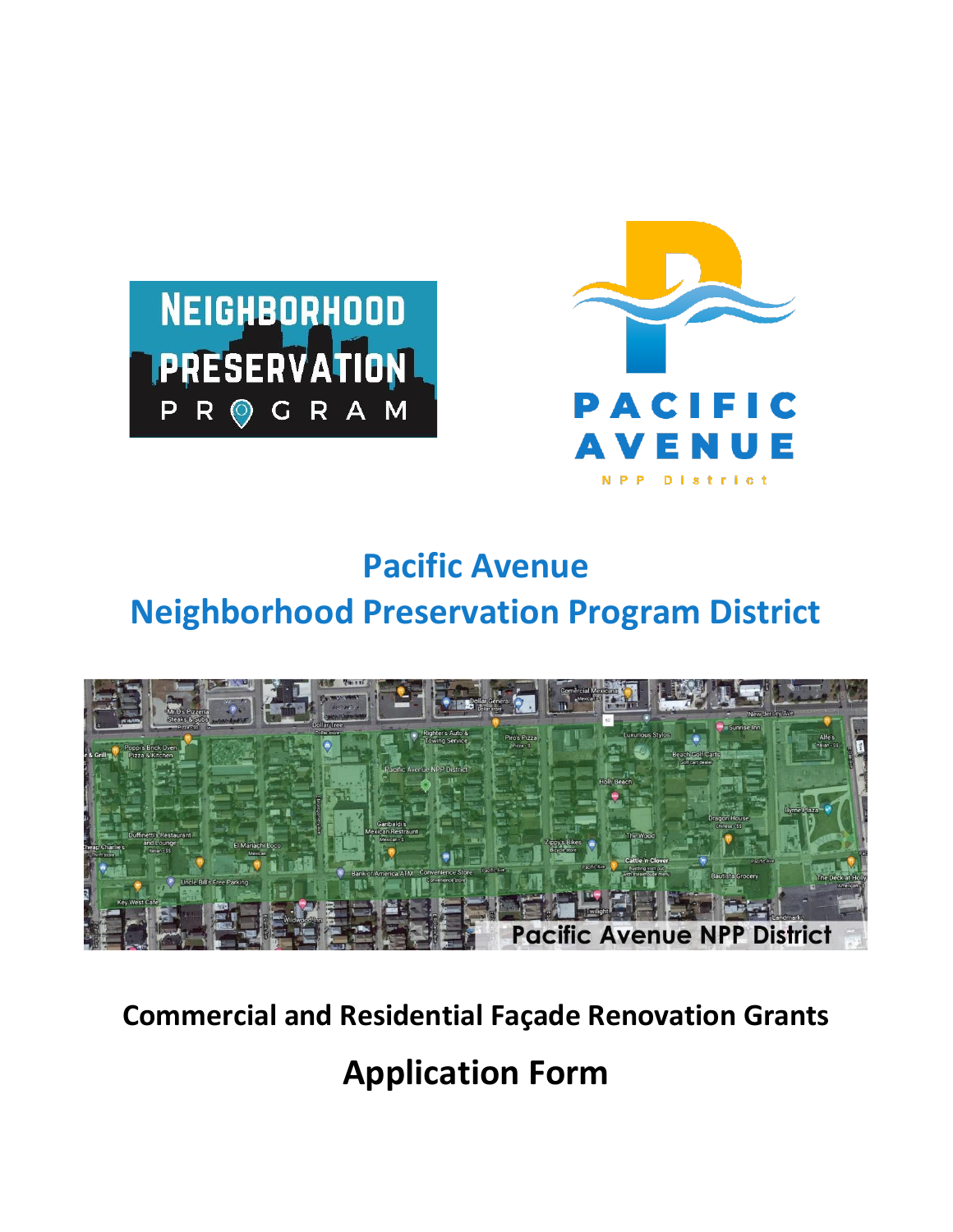# Pacific Avenue
# Neighborhood Preservation Program District

## Commercial and Residential Façade Renovation Grants

## Application Form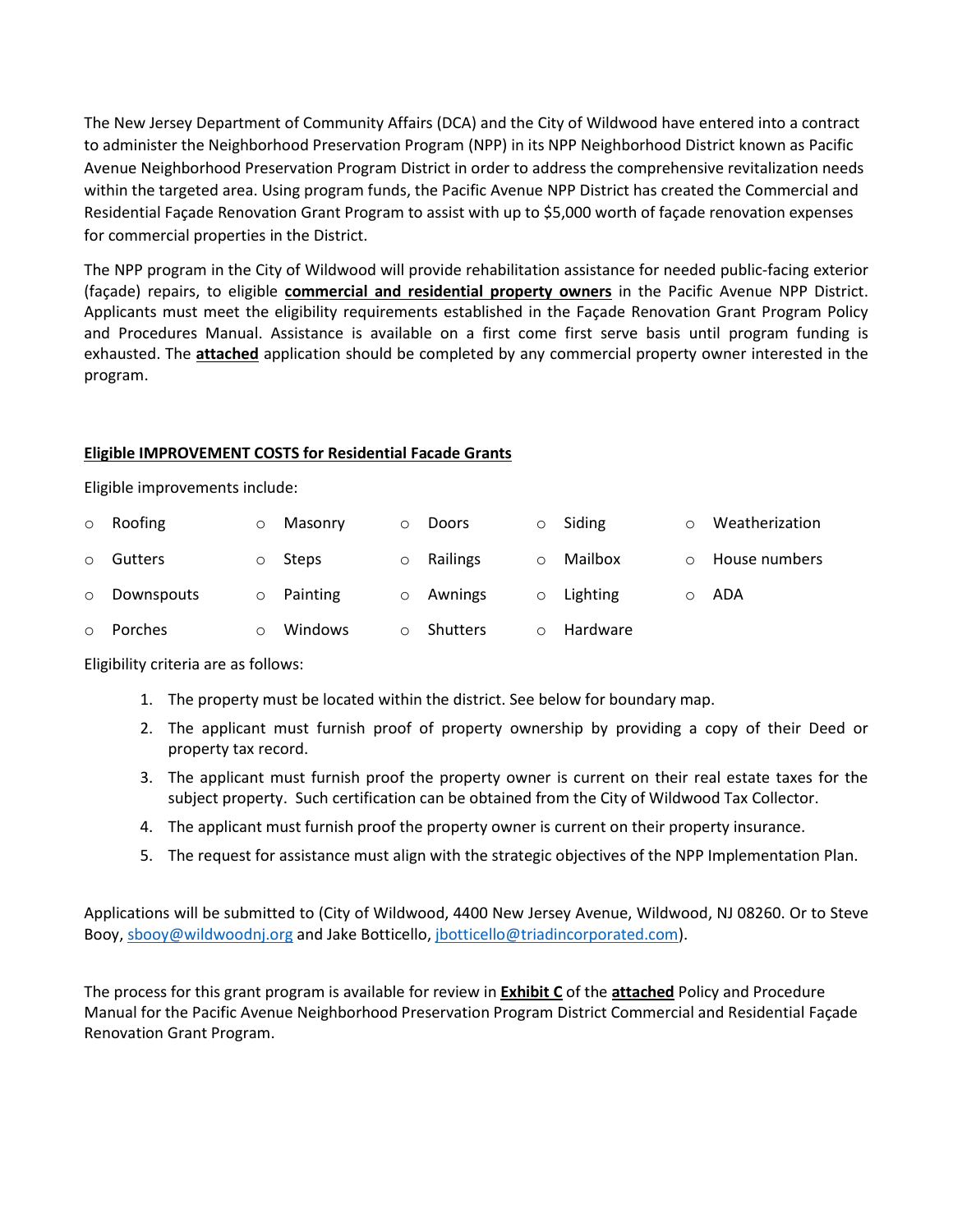The New Jersey Department of Community Affairs (DCA) and the City of Wildwood have entered into a contract to administer the Neighborhood Preservation Program (NPP) in its NPP Neighborhood District known as Pacific Avenue Neighborhood Preservation Program District in order to address the comprehensive revitalization needs within the targeted area. Using program funds, the Pacific Avenue NPP District has created the Commercial and Residential Façade Renovation Grant Program to assist with up to $5,000 worth of façade renovation expenses for commercial properties in the District.

The NPP program in the City of Wildwood will provide rehabilitation assistance for needed public-facing exterior (façade) repairs, to eligible **commercial and residential property owners** in the Pacific Avenue NPP District. Applicants must meet the eligibility requirements established in the Façade Renovation Grant Program Policy and Procedures Manual. Assistance is available on a first come first serve basis until program funding is exhausted. The **attached** application should be completed by any commercial property owner interested in the program.

**Eligible IMPROVEMENT COSTS for Residential Facade Grants**

Eligible improvements include:

- Roofing
- Masonry
- Doors
- Siding
- Weatherization
- Gutters
- Steps
- Railings
- Mailbox
- House numbers
- Downspouts
- Painting
- Awnings
- Lighting
- ADA
- Porches
- Windows
- Shutters
- Hardware

Eligibility criteria are as follows:

1. The property must be located within the district. See below for boundary map.
2. The applicant must furnish proof of property ownership by providing a copy of their Deed or property tax record.
3. The applicant must furnish proof the property owner is current on their real estate taxes for the subject property. Such certification can be obtained from the City of Wildwood Tax Collector.
4. The applicant must furnish proof the property owner is current on their property insurance.
5. The request for assistance must align with the strategic objectives of the NPP Implementation Plan.

Applications will be submitted to (City of Wildwood, 4400 New Jersey Avenue, Wildwood, NJ 08260. Or to Steve Booy, sbooy@wildwoodnj.org and Jake Botticello, jbotticello@triadincorporated.com).

The process for this grant program is available for review in **Exhibit C** of the **attached** Policy and Procedure Manual for the Pacific Avenue Neighborhood Preservation Program District Commercial and Residential Façade Renovation Grant Program.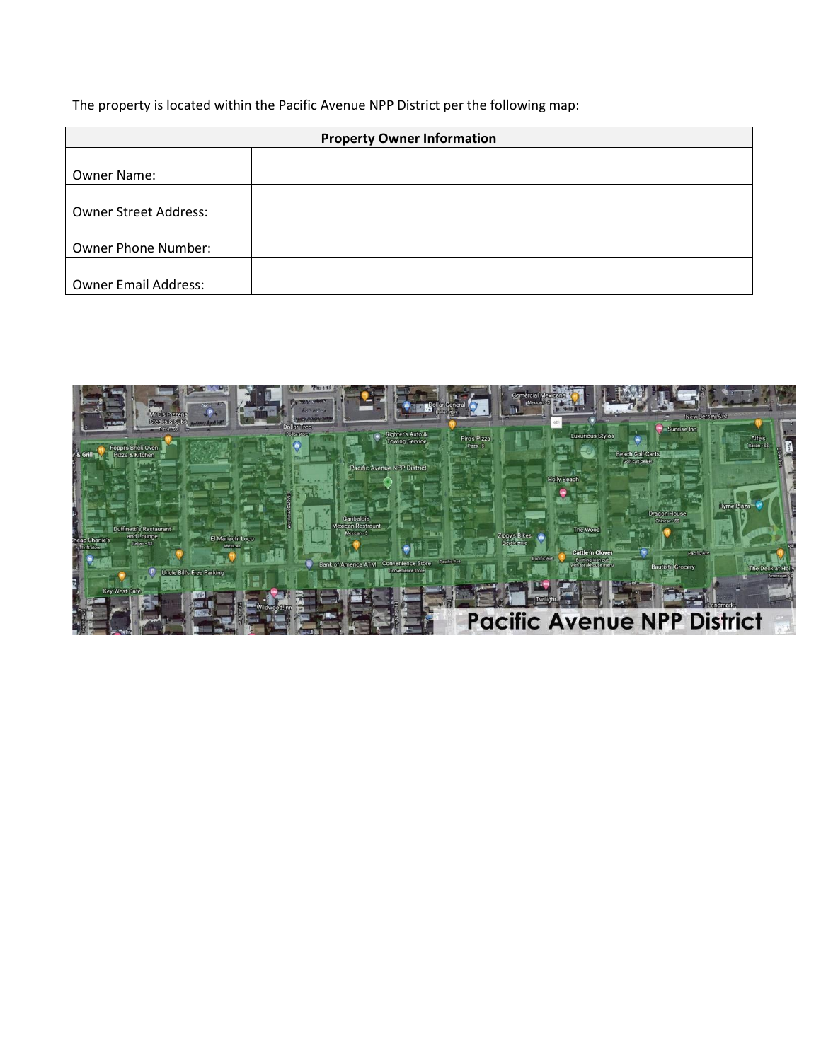The property is located within the Pacific Avenue NPP District per the following map:

| Property Owner Information | |
| --- | --- |
| Owner Name: | |
| Owner Street Address: | |
| Owner Phone Number: | |
| Owner Email Address: | |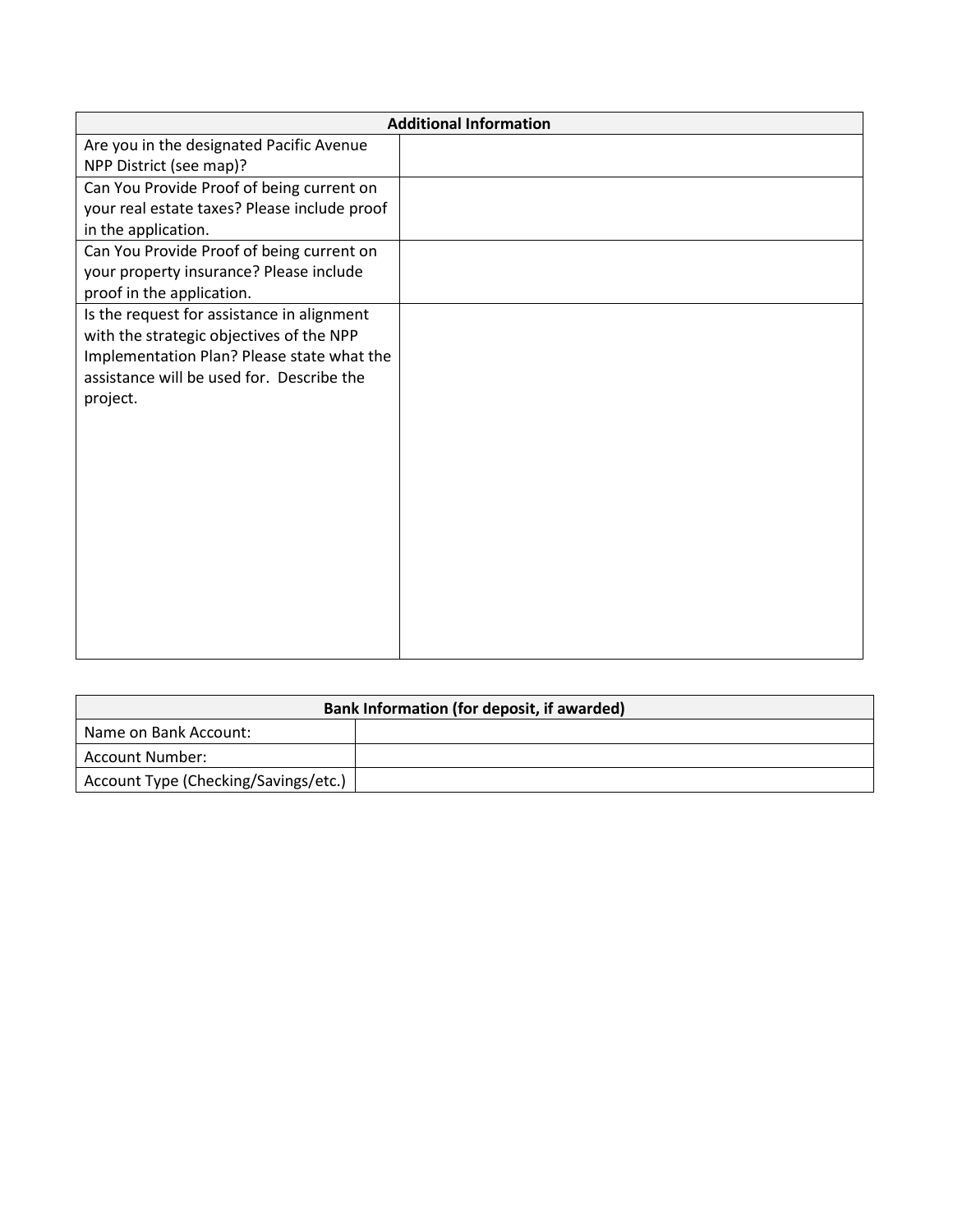| Additional Information | |
|---|---|
| Are you in the designated Pacific Avenue NPP District (see map)? | |
| Can You Provide Proof of being current on your real estate taxes? Please include proof in the application. | |
| Can You Provide Proof of being current on your property insurance? Please include proof in the application. | |
| Is the request for assistance in alignment with the strategic objectives of the NPP Implementation Plan? Please state what the assistance will be used for. Describe the project. | |

| Bank Information (for deposit, if awarded) | |
|---|---|
| Name on Bank Account: | |
| Account Number: | |
| Account Type (Checking/Savings/etc.) | |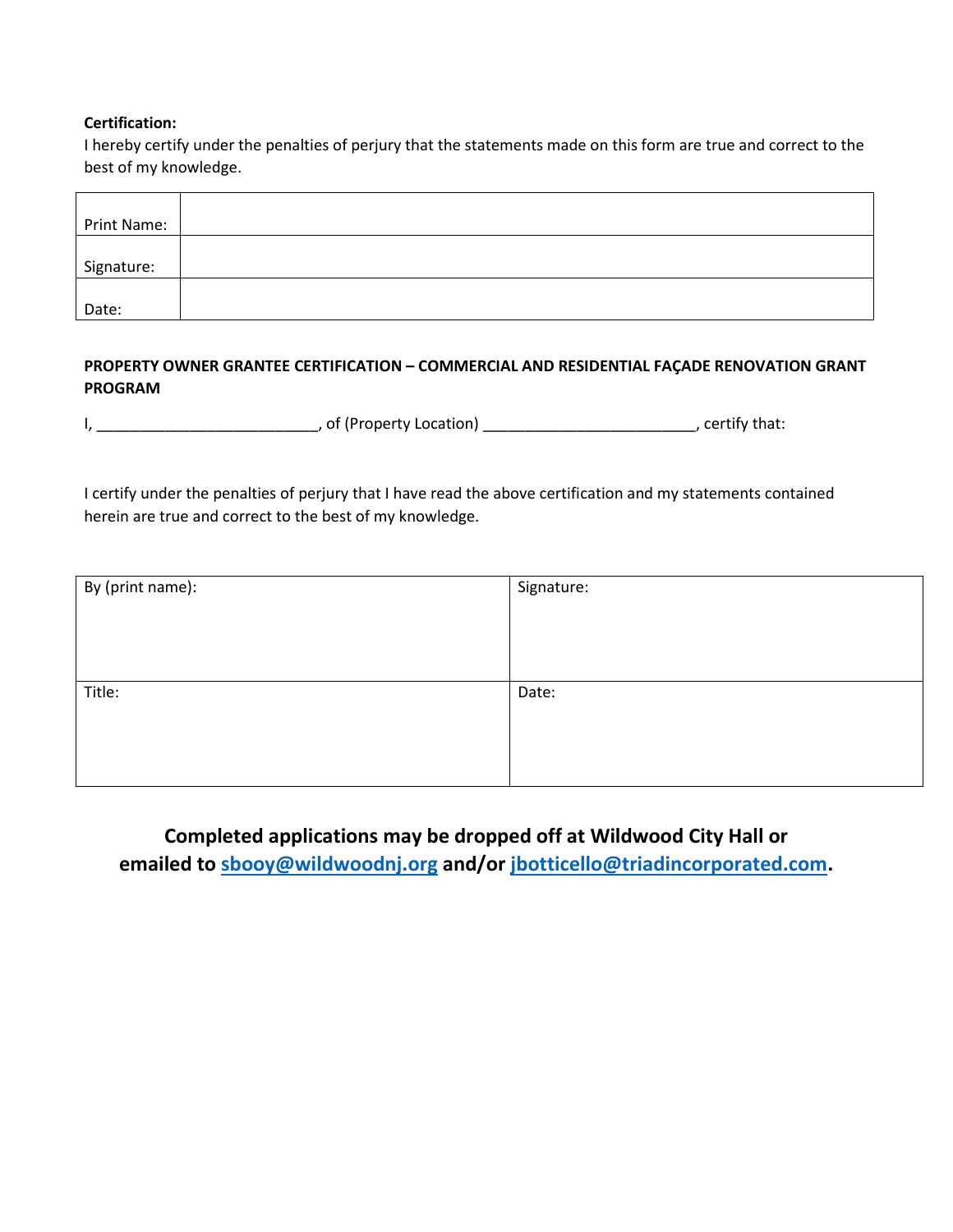**Certification:**
I hereby certify under the penalties of perjury that the statements made on this form are true and correct to the best of my knowledge.

| | |
|---|---|
| Print Name: | |
| Signature: | |
| Date: | |

**PROPERTY OWNER GRANTEE CERTIFICATION – COMMERCIAL AND RESIDENTIAL FAÇADE RENOVATION GRANT PROGRAM**

I, __________________________, of (Property Location) _________________________, certify that:

I certify under the penalties of perjury that I have read the above certification and my statements contained herein are true and correct to the best of my knowledge.

| | |
|---|---|
| By (print name): | Signature: |
| Title: | Date: |

**Completed applications may be dropped off at Wildwood City Hall or emailed to [sbooy@wildwoodnj.org](mailto:sbooy@wildwoodnj.org) and/or [jbotticello@triadincorporated.com](mailto:jbotticello@triadincorporated.com).**